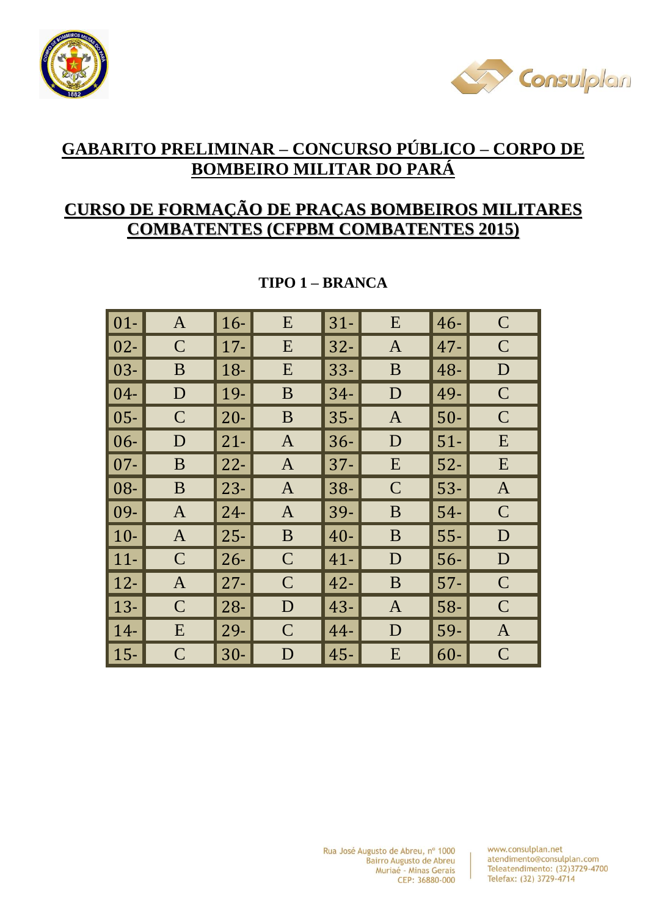# GABARITO PRELIMINAR – CONCURSO PÚBLICO – CORPO DE BOMBEIRO MILITAR DO PARÁ

## CURSO DE FORMAÇÃO DE PRAÇAS BOMBEIROS MILITARES COMBATENTES (CFPBM COMBATENTES 2015)

### TIPO 1 – BRANCA

| | | | | | | | |
|---|---|---|---|---|---|---|---|
| 01- | A | 16- | E | 31- | E | 46- | C |
| 02- | C | 17- | E | 32- | A | 47- | C |
| 03- | B | 18- | E | 33- | B | 48- | D |
| 04- | D | 19- | B | 34- | D | 49- | C |
| 05- | C | 20- | B | 35- | A | 50- | C |
| 06- | D | 21- | A | 36- | D | 51- | E |
| 07- | B | 22- | A | 37- | E | 52- | E |
| 08- | B | 23- | A | 38- | C | 53- | A |
| 09- | A | 24- | A | 39- | B | 54- | C |
| 10- | A | 25- | B | 40- | B | 55- | D |
| 11- | C | 26- | C | 41- | D | 56- | D |
| 12- | A | 27- | C | 42- | B | 57- | C |
| 13- | C | 28- | D | 43- | A | 58- | C |
| 14- | E | 29- | C | 44- | D | 59- | A |
| 15- | C | 30- | D | 45- | E | 60- | C |

Rua José Augusto de Abreu, nº 1000
Bairro Augusto de Abreu
Muriaé - Minas Gerais
CEP: 36880-000

www.consulplan.net
atendimento@consulplan.com
Teleatendimento: (32)3729-4700
Telefax: (32) 3729-4714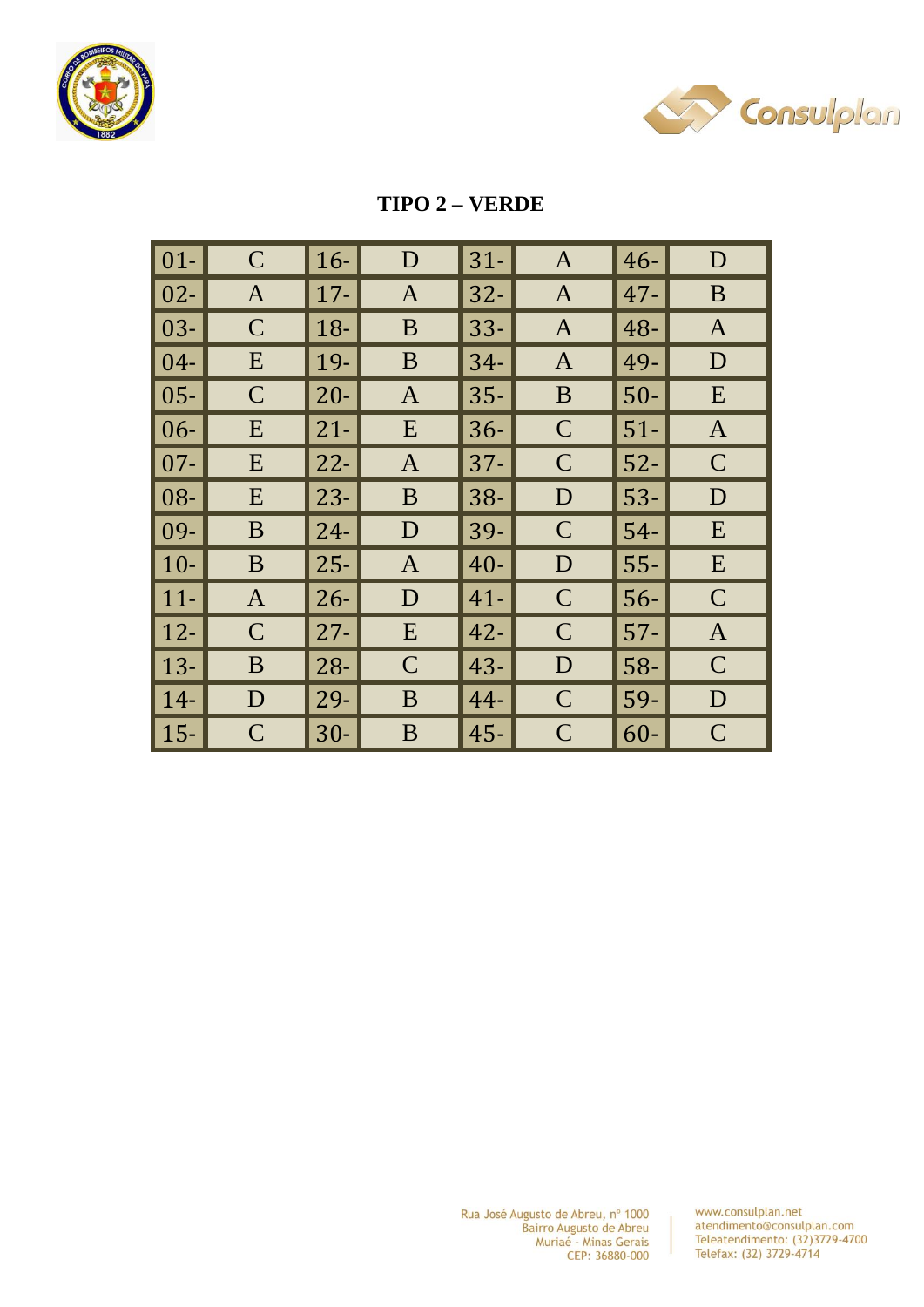**TIPO 2 – VERDE**

| | | | | | | | |
|---|---|---|---|---|---|---|---|
| 01- | C | 16- | D | 31- | A | 46- | D |
| 02- | A | 17- | A | 32- | A | 47- | B |
| 03- | C | 18- | B | 33- | A | 48- | A |
| 04- | E | 19- | B | 34- | A | 49- | D |
| 05- | C | 20- | A | 35- | B | 50- | E |
| 06- | E | 21- | E | 36- | C | 51- | A |
| 07- | E | 22- | A | 37- | C | 52- | C |
| 08- | E | 23- | B | 38- | D | 53- | D |
| 09- | B | 24- | D | 39- | C | 54- | E |
| 10- | B | 25- | A | 40- | D | 55- | E |
| 11- | A | 26- | D | 41- | C | 56- | C |
| 12- | C | 27- | E | 42- | C | 57- | A |
| 13- | B | 28- | C | 43- | D | 58- | C |
| 14- | D | 29- | B | 44- | C | 59- | D |
| 15- | C | 30- | B | 45- | C | 60- | C |

Rua José Augusto de Abreu, nº 1000
Bairro Augusto de Abreu
Muriaé - Minas Gerais
CEP: 36880-000

www.consulplan.net
atendimento@consulplan.com
Teleatendimento: (32)3729-4700
Telefax: (32) 3729-4714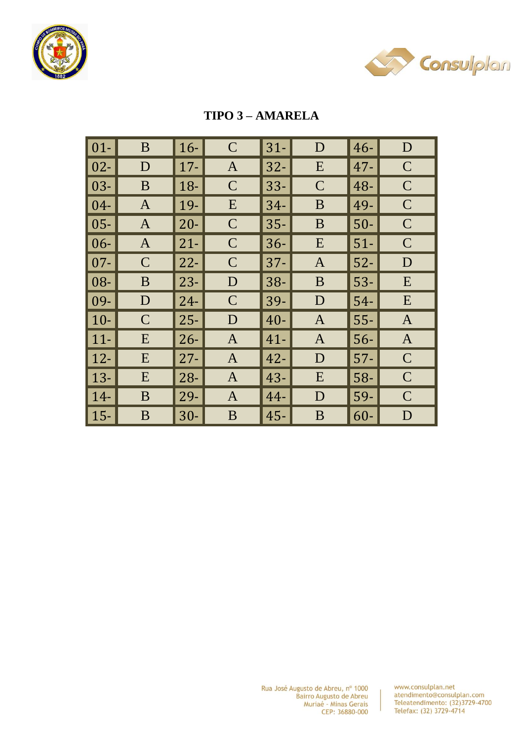**TIPO 3 – AMARELA**

| | | | | | | | |
|---|---|---|---|---|---|---|---|
| 01- | B | 16- | C | 31- | D | 46- | D |
| 02- | D | 17- | A | 32- | E | 47- | C |
| 03- | B | 18- | C | 33- | C | 48- | C |
| 04- | A | 19- | E | 34- | B | 49- | C |
| 05- | A | 20- | C | 35- | B | 50- | C |
| 06- | A | 21- | C | 36- | E | 51- | C |
| 07- | C | 22- | C | 37- | A | 52- | D |
| 08- | B | 23- | D | 38- | B | 53- | E |
| 09- | D | 24- | C | 39- | D | 54- | E |
| 10- | C | 25- | D | 40- | A | 55- | A |
| 11- | E | 26- | A | 41- | A | 56- | A |
| 12- | E | 27- | A | 42- | D | 57- | C |
| 13- | E | 28- | A | 43- | E | 58- | C |
| 14- | B | 29- | A | 44- | D | 59- | C |
| 15- | B | 30- | B | 45- | B | 60- | D |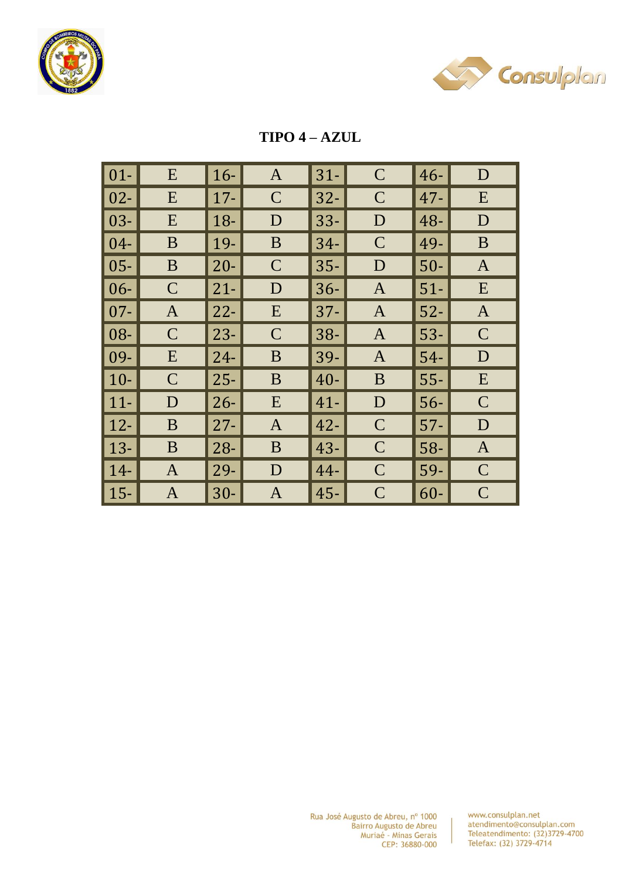## TIPO 4 – AZUL

| | | | | | | | |
|---|---|---|---|---|---|---|---|
| 01- | E | 16- | A | 31- | C | 46- | D |
| 02- | E | 17- | C | 32- | C | 47- | E |
| 03- | E | 18- | D | 33- | D | 48- | D |
| 04- | B | 19- | B | 34- | C | 49- | B |
| 05- | B | 20- | C | 35- | D | 50- | A |
| 06- | C | 21- | D | 36- | A | 51- | E |
| 07- | A | 22- | E | 37- | A | 52- | A |
| 08- | C | 23- | C | 38- | A | 53- | C |
| 09- | E | 24- | B | 39- | A | 54- | D |
| 10- | C | 25- | B | 40- | B | 55- | E |
| 11- | D | 26- | E | 41- | D | 56- | C |
| 12- | B | 27- | A | 42- | C | 57- | D |
| 13- | B | 28- | B | 43- | C | 58- | A |
| 14- | A | 29- | D | 44- | C | 59- | C |
| 15- | A | 30- | A | 45- | C | 60- | C |

Rua José Augusto de Abreu, nº 1000
Bairro Augusto de Abreu
Muriaé - Minas Gerais
CEP: 36880-000

www.consulplan.net
atendimento@consulplan.com
Teleatendimento: (32)3729-4700
Telefax: (32) 3729-4714